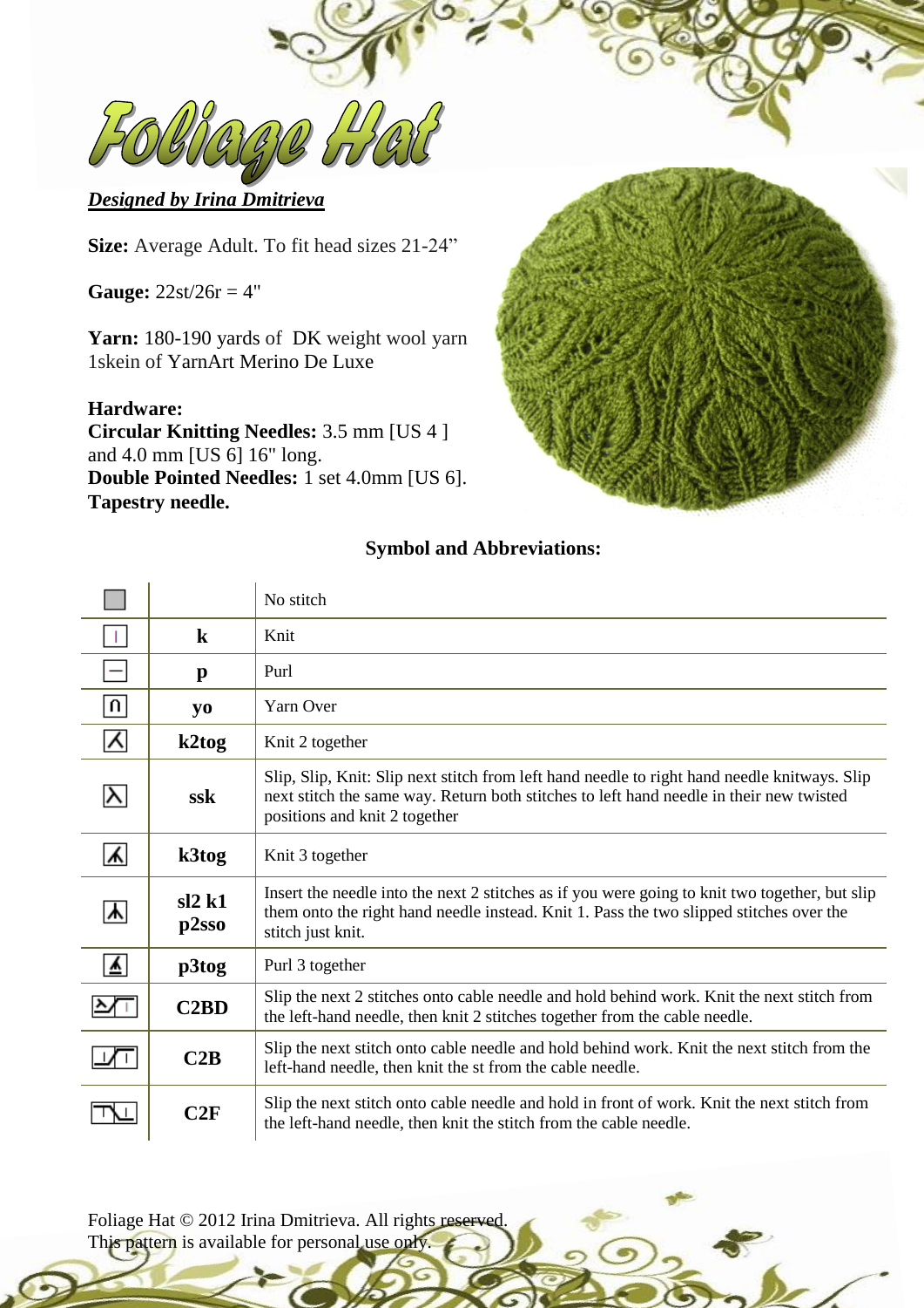# Foliage Hat

***Designed by Irina Dmitrieva***

**Size:** Average Adult. To fit head sizes 21-24"

**Gauge:** 22st/26r = 4"

**Yarn:** 180-190 yards of DK weight wool yarn
1skein of YarnArt Merino De Luxe

**Hardware:**
**Circular Knitting Needles:** 3.5 mm [US 4 ] and 4.0 mm [US 6] 16" long.
**Double Pointed Needles:** 1 set 4.0mm [US 6].
**Tapestry needle.**

### Symbol and Abbreviations:

| Symbol | Abbreviation | Description |
|---|---|---|
| | | No stitch |
| | **k** | Knit |
| | **p** | Purl |
| | **yo** | Yarn Over |
| | **k2tog** | Knit 2 together |
| | **ssk** | Slip, Slip, Knit: Slip next stitch from left hand needle to right hand needle knitways. Slip next stitch the same way. Return both stitches to left hand needle in their new twisted positions and knit 2 together |
| | **k3tog** | Knit 3 together |
| | **sl2 k1 p2sso** | Insert the needle into the next 2 stitches as if you were going to knit two together, but slip them onto the right hand needle instead. Knit 1. Pass the two slipped stitches over the stitch just knit. |
| | **p3tog** | Purl 3 together |
| | **C2BD** | Slip the next 2 stitches onto cable needle and hold behind work. Knit the next stitch from the left-hand needle, then knit 2 stitches together from the cable needle. |
| | **C2B** | Slip the next stitch onto cable needle and hold behind work. Knit the next stitch from the left-hand needle, then knit the st from the cable needle. |
| | **C2F** | Slip the next stitch onto cable needle and hold in front of work. Knit the next stitch from the left-hand needle, then knit the stitch from the cable needle. |

Foliage Hat © 2012 Irina Dmitrieva. All rights reserved.
This pattern is available for personal use only.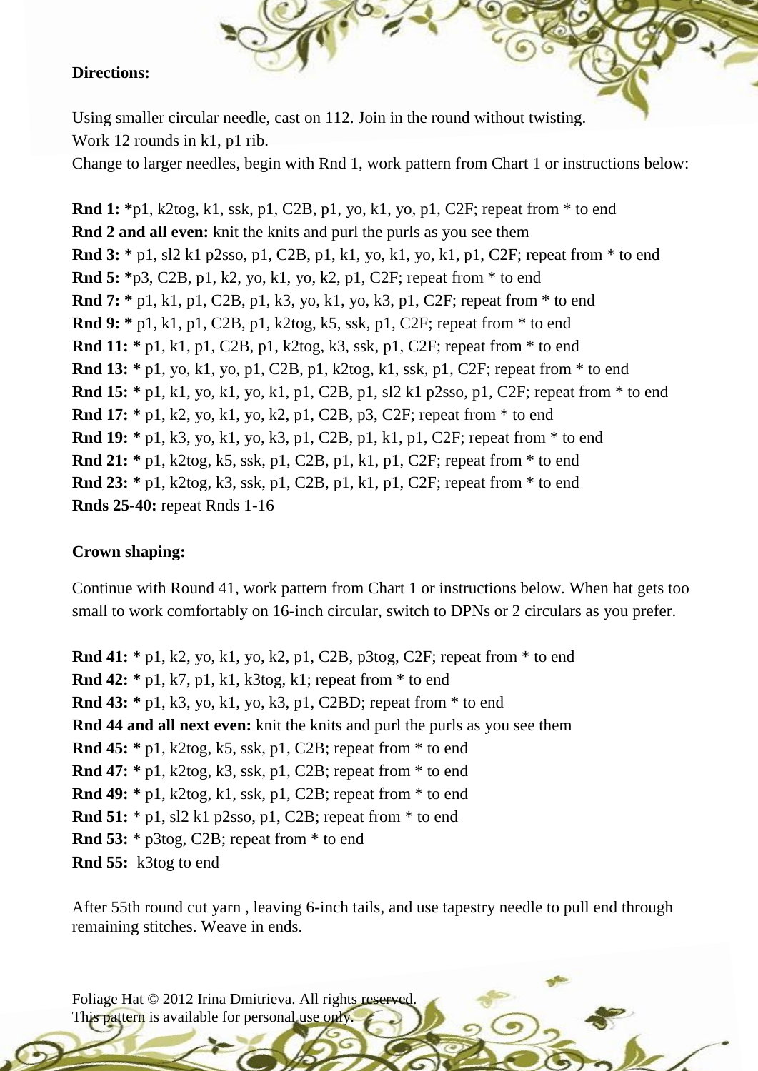**Directions:**

Using smaller circular needle, cast on 112. Join in the round without twisting.
Work 12 rounds in k1, p1 rib.
Change to larger needles, begin with Rnd 1, work pattern from Chart 1 or instructions below:

**Rnd 1:** ***p1, k2tog, k1, ssk, p1, C2B, p1, yo, k1, yo, p1, C2F; repeat from * to end
**Rnd 2 and all even:** knit the knits and purl the purls as you see them
**Rnd 3:** * p1, sl2 k1 p2sso, p1, C2B, p1, k1, yo, k1, yo, k1, p1, C2F; repeat from * to end
**Rnd 5:** ***p3, C2B, p1, k2, yo, k1, yo, k2, p1, C2F; repeat from * to end
**Rnd 7:** * p1, k1, p1, C2B, p1, k3, yo, k1, yo, k3, p1, C2F; repeat from * to end
**Rnd 9:** * p1, k1, p1, C2B, p1, k2tog, k5, ssk, p1, C2F; repeat from * to end
**Rnd 11:** * p1, k1, p1, C2B, p1, k2tog, k3, ssk, p1, C2F; repeat from * to end
**Rnd 13:** * p1, yo, k1, yo, p1, C2B, p1, k2tog, k1, ssk, p1, C2F; repeat from * to end
**Rnd 15:** * p1, k1, yo, k1, yo, k1, p1, C2B, p1, sl2 k1 p2sso, p1, C2F; repeat from * to end
**Rnd 17:** * p1, k2, yo, k1, yo, k2, p1, C2B, p3, C2F; repeat from * to end
**Rnd 19:** * p1, k3, yo, k1, yo, k3, p1, C2B, p1, k1, p1, C2F; repeat from * to end
**Rnd 21:** * p1, k2tog, k5, ssk, p1, C2B, p1, k1, p1, C2F; repeat from * to end
**Rnd 23:** * p1, k2tog, k3, ssk, p1, C2B, p1, k1, p1, C2F; repeat from * to end
**Rnds 25-40:** repeat Rnds 1-16

**Crown shaping:**

Continue with Round 41, work pattern from Chart 1 or instructions below. When hat gets too small to work comfortably on 16-inch circular, switch to DPNs or 2 circulars as you prefer.

**Rnd 41:** * p1, k2, yo, k1, yo, k2, p1, C2B, p3tog, C2F; repeat from * to end
**Rnd 42:** * p1, k7, p1, k1, k3tog, k1; repeat from * to end
**Rnd 43:** * p1, k3, yo, k1, yo, k3, p1, C2BD; repeat from * to end
**Rnd 44 and all next even:** knit the knits and purl the purls as you see them
**Rnd 45:** * p1, k2tog, k5, ssk, p1, C2B; repeat from * to end
**Rnd 47:** * p1, k2tog, k3, ssk, p1, C2B; repeat from * to end
**Rnd 49:** * p1, k2tog, k1, ssk, p1, C2B; repeat from * to end
**Rnd 51:** * p1, sl2 k1 p2sso, p1, C2B; repeat from * to end
**Rnd 53:** * p3tog, C2B; repeat from * to end
**Rnd 55:** k3tog to end

After 55th round cut yarn , leaving 6-inch tails, and use tapestry needle to pull end through remaining stitches. Weave in ends.

Foliage Hat © 2012 Irina Dmitrieva. All rights reserved.
This pattern is available for personal use only.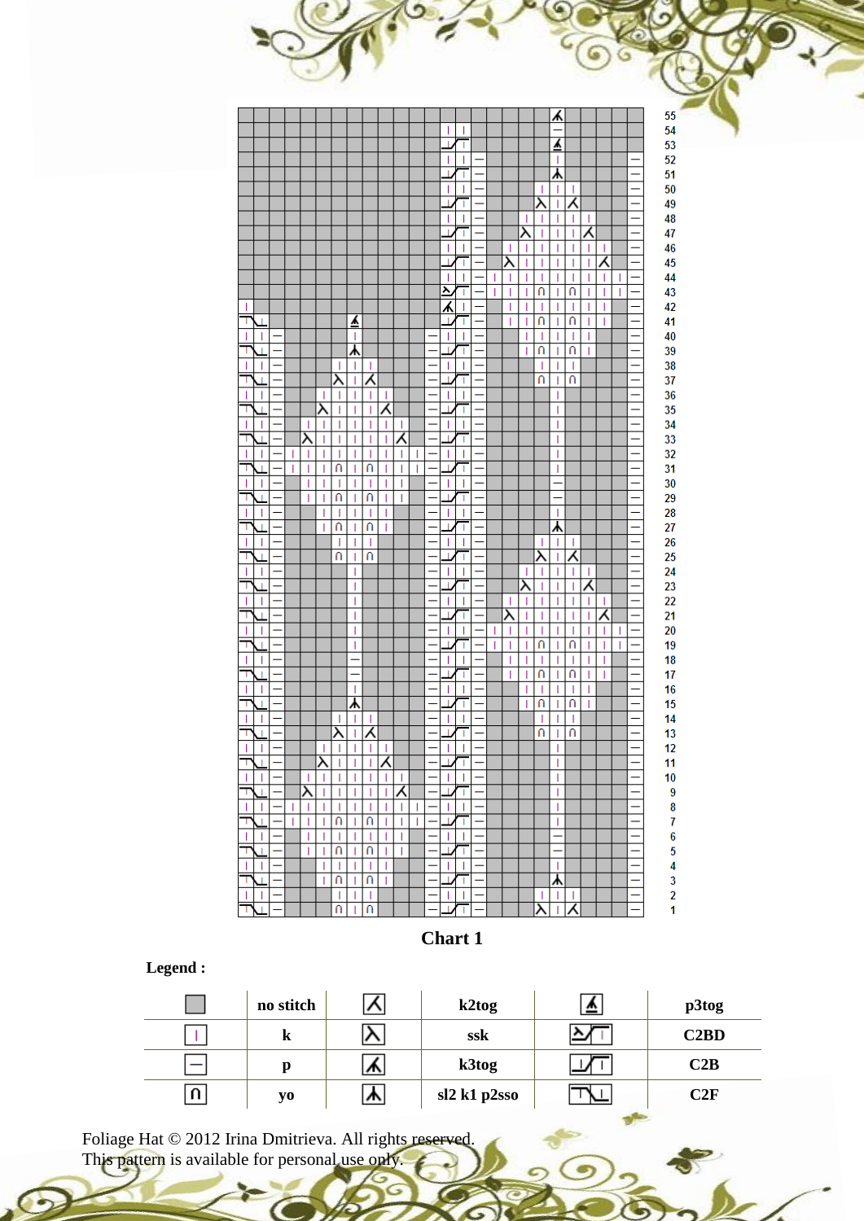55
54
53
52
51
50
49
48
47
46
45
44
43
42
41
40
39
38
37
36
35
34
33
32
31
30
29
28
27
26
25
24
23
22
21
20
19
18
17
16
15
14
13
12
11
10
9
8
7
6
5
4
3
2
1

**Chart 1**

**Legend :**

| | | | | | |
|---|---|---|---|---|---|
| (grey square) | no stitch | (k2tog symbol) | k2tog | (p3tog symbol) | p3tog |
| (k symbol) | k | (ssk symbol) | ssk | (C2BD symbol) | C2BD |
| (p symbol) | p | (k3tog symbol) | k3tog | (C2B symbol) | C2B |
| (yo symbol) | yo | (sl2 k1 p2sso symbol) | sl2 k1 p2sso | (C2F symbol) | C2F |

Foliage Hat © 2012 Irina Dmitrieva. All rights reserved.
This pattern is available for personal use only.